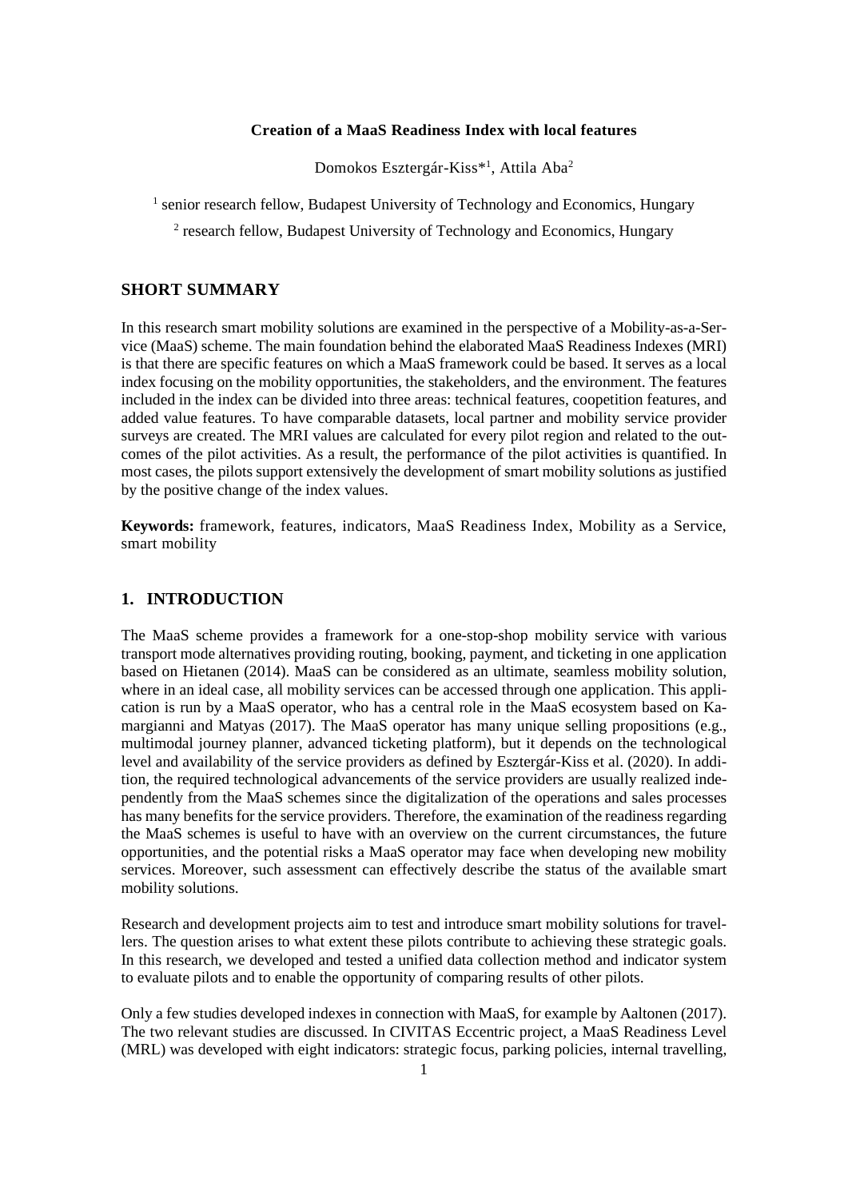**Creation of a MaaS Readiness Index with local features**

Domokos Esztergár-Kiss*[1], Attila Aba[2]

[1] senior research fellow, Budapest University of Technology and Economics, Hungary

[2] research fellow, Budapest University of Technology and Economics, Hungary

## SHORT SUMMARY

In this research smart mobility solutions are examined in the perspective of a Mobility-as-a-Service (MaaS) scheme. The main foundation behind the elaborated MaaS Readiness Indexes (MRI) is that there are specific features on which a MaaS framework could be based. It serves as a local index focusing on the mobility opportunities, the stakeholders, and the environment. The features included in the index can be divided into three areas: technical features, coopetition features, and added value features. To have comparable datasets, local partner and mobility service provider surveys are created. The MRI values are calculated for every pilot region and related to the outcomes of the pilot activities. As a result, the performance of the pilot activities is quantified. In most cases, the pilots support extensively the development of smart mobility solutions as justified by the positive change of the index values.

**Keywords:** framework, features, indicators, MaaS Readiness Index, Mobility as a Service, smart mobility

## 1. INTRODUCTION

The MaaS scheme provides a framework for a one-stop-shop mobility service with various transport mode alternatives providing routing, booking, payment, and ticketing in one application based on Hietanen (2014). MaaS can be considered as an ultimate, seamless mobility solution, where in an ideal case, all mobility services can be accessed through one application. This application is run by a MaaS operator, who has a central role in the MaaS ecosystem based on Kamargianni and Matyas (2017). The MaaS operator has many unique selling propositions (e.g., multimodal journey planner, advanced ticketing platform), but it depends on the technological level and availability of the service providers as defined by Esztergár-Kiss et al. (2020). In addition, the required technological advancements of the service providers are usually realized independently from the MaaS schemes since the digitalization of the operations and sales processes has many benefits for the service providers. Therefore, the examination of the readiness regarding the MaaS schemes is useful to have with an overview on the current circumstances, the future opportunities, and the potential risks a MaaS operator may face when developing new mobility services. Moreover, such assessment can effectively describe the status of the available smart mobility solutions.

Research and development projects aim to test and introduce smart mobility solutions for travellers. The question arises to what extent these pilots contribute to achieving these strategic goals. In this research, we developed and tested a unified data collection method and indicator system to evaluate pilots and to enable the opportunity of comparing results of other pilots.

Only a few studies developed indexes in connection with MaaS, for example by Aaltonen (2017). The two relevant studies are discussed. In CIVITAS Eccentric project, a MaaS Readiness Level (MRL) was developed with eight indicators: strategic focus, parking policies, internal travelling,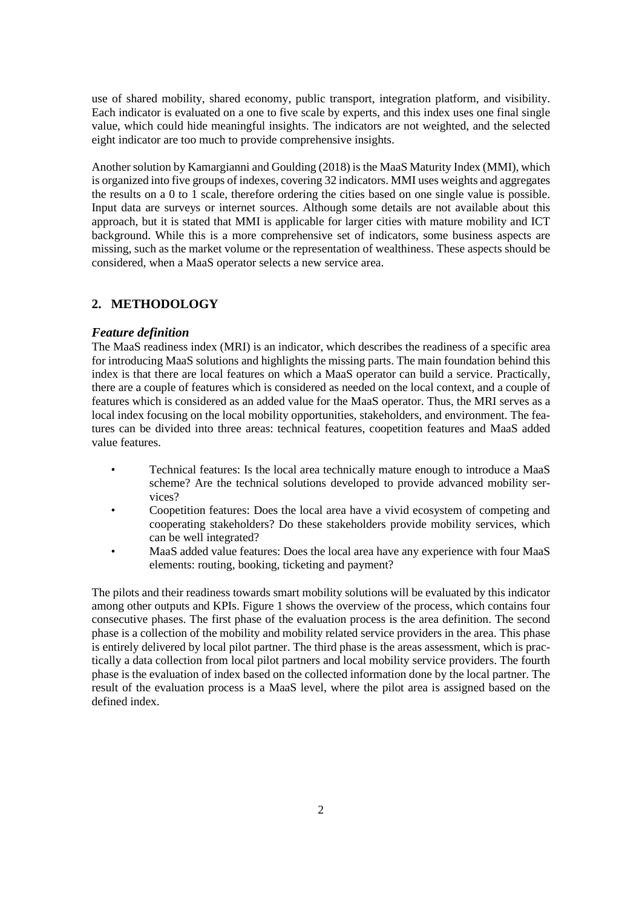use of shared mobility, shared economy, public transport, integration platform, and visibility. Each indicator is evaluated on a one to five scale by experts, and this index uses one final single value, which could hide meaningful insights. The indicators are not weighted, and the selected eight indicator are too much to provide comprehensive insights.

Another solution by Kamargianni and Goulding (2018) is the MaaS Maturity Index (MMI), which is organized into five groups of indexes, covering 32 indicators. MMI uses weights and aggregates the results on a 0 to 1 scale, therefore ordering the cities based on one single value is possible. Input data are surveys or internet sources. Although some details are not available about this approach, but it is stated that MMI is applicable for larger cities with mature mobility and ICT background. While this is a more comprehensive set of indicators, some business aspects are missing, such as the market volume or the representation of wealthiness. These aspects should be considered, when a MaaS operator selects a new service area.

## 2. METHODOLOGY

### *Feature definition*

The MaaS readiness index (MRI) is an indicator, which describes the readiness of a specific area for introducing MaaS solutions and highlights the missing parts. The main foundation behind this index is that there are local features on which a MaaS operator can build a service. Practically, there are a couple of features which is considered as needed on the local context, and a couple of features which is considered as an added value for the MaaS operator. Thus, the MRI serves as a local index focusing on the local mobility opportunities, stakeholders, and environment. The features can be divided into three areas: technical features, coopetition features and MaaS added value features.

- Technical features: Is the local area technically mature enough to introduce a MaaS scheme? Are the technical solutions developed to provide advanced mobility services?
- Coopetition features: Does the local area have a vivid ecosystem of competing and cooperating stakeholders? Do these stakeholders provide mobility services, which can be well integrated?
- MaaS added value features: Does the local area have any experience with four MaaS elements: routing, booking, ticketing and payment?

The pilots and their readiness towards smart mobility solutions will be evaluated by this indicator among other outputs and KPIs. Figure 1 shows the overview of the process, which contains four consecutive phases. The first phase of the evaluation process is the area definition. The second phase is a collection of the mobility and mobility related service providers in the area. This phase is entirely delivered by local pilot partner. The third phase is the areas assessment, which is practically a data collection from local pilot partners and local mobility service providers. The fourth phase is the evaluation of index based on the collected information done by the local partner. The result of the evaluation process is a MaaS level, where the pilot area is assigned based on the defined index.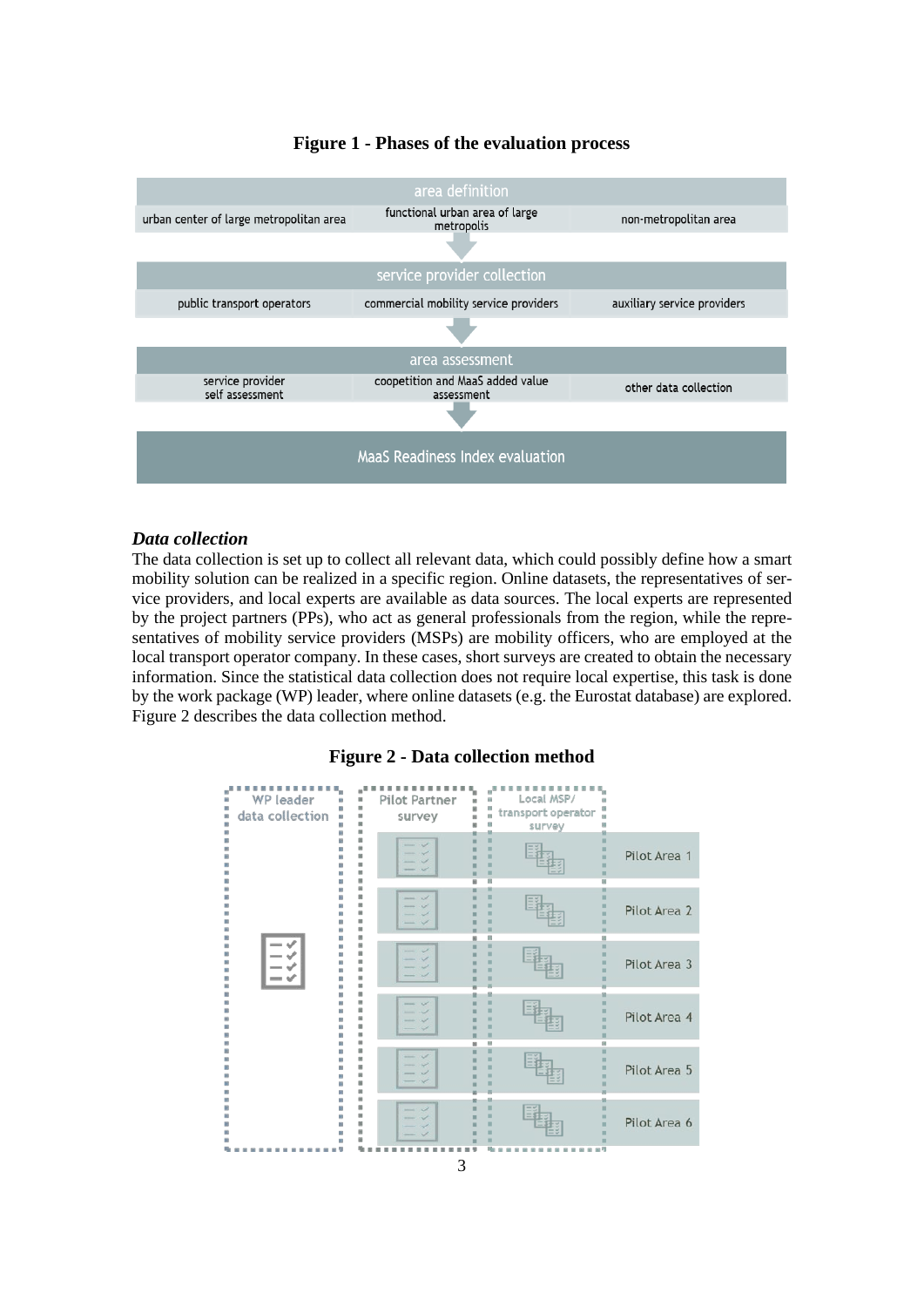**Figure 1 - Phases of the evaluation process**

area definition

urban center of large metropolitan area | functional urban area of large metropolis | non-metropolitan area

service provider collection

public transport operators | commercial mobility service providers | auxiliary service providers

area assessment

service provider self assessment | coopetition and MaaS added value assessment | other data collection

MaaS Readiness Index evaluation

### *Data collection*

The data collection is set up to collect all relevant data, which could possibly define how a smart mobility solution can be realized in a specific region. Online datasets, the representatives of service providers, and local experts are available as data sources. The local experts are represented by the project partners (PPs), who act as general professionals from the region, while the representatives of mobility service providers (MSPs) are mobility officers, who are employed at the local transport operator company. In these cases, short surveys are created to obtain the necessary information. Since the statistical data collection does not require local expertise, this task is done by the work package (WP) leader, where online datasets (e.g. the Eurostat database) are explored. Figure 2 describes the data collection method.

**Figure 2 - Data collection method**

WP leader data collection | Pilot Partner survey | Local MSP/ transport operator survey

Pilot Area 1
Pilot Area 2
Pilot Area 3
Pilot Area 4
Pilot Area 5
Pilot Area 6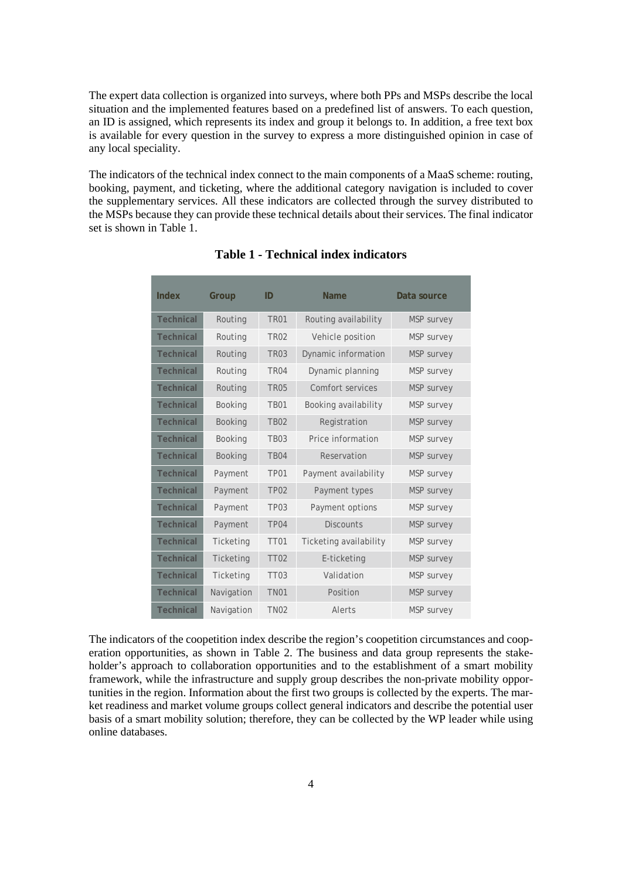The expert data collection is organized into surveys, where both PPs and MSPs describe the local situation and the implemented features based on a predefined list of answers. To each question, an ID is assigned, which represents its index and group it belongs to. In addition, a free text box is available for every question in the survey to express a more distinguished opinion in case of any local speciality.

The indicators of the technical index connect to the main components of a MaaS scheme: routing, booking, payment, and ticketing, where the additional category navigation is included to cover the supplementary services. All these indicators are collected through the survey distributed to the MSPs because they can provide these technical details about their services. The final indicator set is shown in Table 1.

**Table 1 - Technical index indicators**

| Index | Group | ID | Name | Data source |
|---|---|---|---|---|
| Technical | Routing | TR01 | Routing availability | MSP survey |
| Technical | Routing | TR02 | Vehicle position | MSP survey |
| Technical | Routing | TR03 | Dynamic information | MSP survey |
| Technical | Routing | TR04 | Dynamic planning | MSP survey |
| Technical | Routing | TR05 | Comfort services | MSP survey |
| Technical | Booking | TB01 | Booking availability | MSP survey |
| Technical | Booking | TB02 | Registration | MSP survey |
| Technical | Booking | TB03 | Price information | MSP survey |
| Technical | Booking | TB04 | Reservation | MSP survey |
| Technical | Payment | TP01 | Payment availability | MSP survey |
| Technical | Payment | TP02 | Payment types | MSP survey |
| Technical | Payment | TP03 | Payment options | MSP survey |
| Technical | Payment | TP04 | Discounts | MSP survey |
| Technical | Ticketing | TT01 | Ticketing availability | MSP survey |
| Technical | Ticketing | TT02 | E-ticketing | MSP survey |
| Technical | Ticketing | TT03 | Validation | MSP survey |
| Technical | Navigation | TN01 | Position | MSP survey |
| Technical | Navigation | TN02 | Alerts | MSP survey |

The indicators of the coopetition index describe the region's coopetition circumstances and cooperation opportunities, as shown in Table 2. The business and data group represents the stakeholder's approach to collaboration opportunities and to the establishment of a smart mobility framework, while the infrastructure and supply group describes the non-private mobility opportunities in the region. Information about the first two groups is collected by the experts. The market readiness and market volume groups collect general indicators and describe the potential user basis of a smart mobility solution; therefore, they can be collected by the WP leader while using online databases.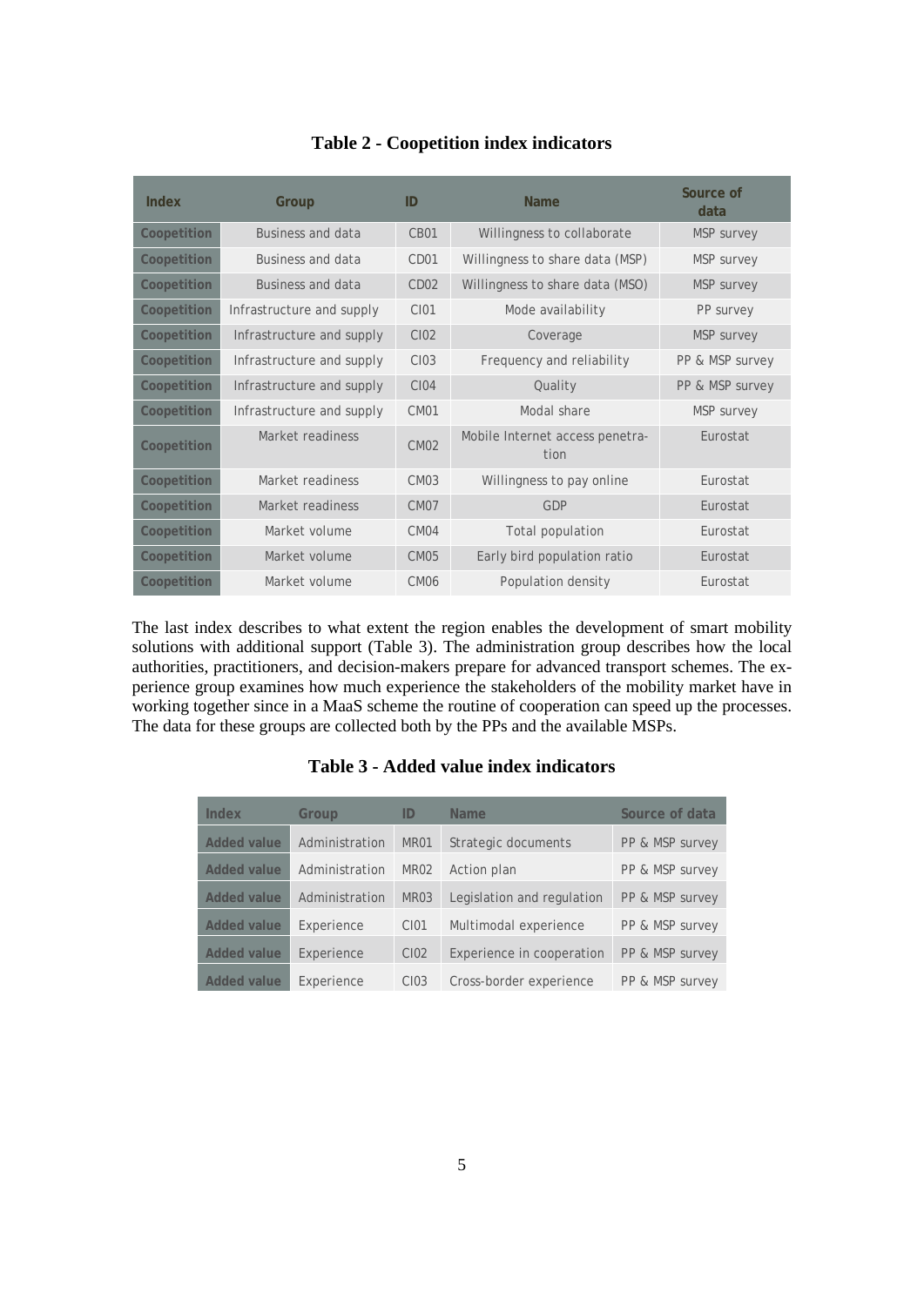**Table 2 - Coopetition index indicators**

| Index | Group | ID | Name | Source of data |
|---|---|---|---|---|
| Coopetition | Business and data | CB01 | Willingness to collaborate | MSP survey |
| Coopetition | Business and data | CD01 | Willingness to share data (MSP) | MSP survey |
| Coopetition | Business and data | CD02 | Willingness to share data (MSO) | MSP survey |
| Coopetition | Infrastructure and supply | CI01 | Mode availability | PP survey |
| Coopetition | Infrastructure and supply | CI02 | Coverage | MSP survey |
| Coopetition | Infrastructure and supply | CI03 | Frequency and reliability | PP & MSP survey |
| Coopetition | Infrastructure and supply | CI04 | Quality | PP & MSP survey |
| Coopetition | Infrastructure and supply | CM01 | Modal share | MSP survey |
| Coopetition | Market readiness | CM02 | Mobile Internet access penetration | Eurostat |
| Coopetition | Market readiness | CM03 | Willingness to pay online | Eurostat |
| Coopetition | Market readiness | CM07 | GDP | Eurostat |
| Coopetition | Market volume | CM04 | Total population | Eurostat |
| Coopetition | Market volume | CM05 | Early bird population ratio | Eurostat |
| Coopetition | Market volume | CM06 | Population density | Eurostat |

The last index describes to what extent the region enables the development of smart mobility solutions with additional support (Table 3). The administration group describes how the local authorities, practitioners, and decision-makers prepare for advanced transport schemes. The experience group examines how much experience the stakeholders of the mobility market have in working together since in a MaaS scheme the routine of cooperation can speed up the processes. The data for these groups are collected both by the PPs and the available MSPs.

**Table 3 - Added value index indicators**

| Index | Group | ID | Name | Source of data |
|---|---|---|---|---|
| Added value | Administration | MR01 | Strategic documents | PP & MSP survey |
| Added value | Administration | MR02 | Action plan | PP & MSP survey |
| Added value | Administration | MR03 | Legislation and regulation | PP & MSP survey |
| Added value | Experience | CI01 | Multimodal experience | PP & MSP survey |
| Added value | Experience | CI02 | Experience in cooperation | PP & MSP survey |
| Added value | Experience | CI03 | Cross-border experience | PP & MSP survey |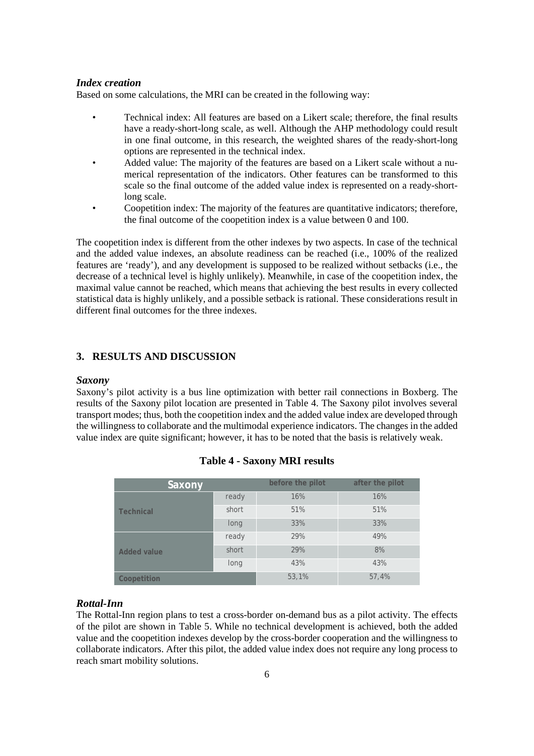### *Index creation*

Based on some calculations, the MRI can be created in the following way:

- Technical index: All features are based on a Likert scale; therefore, the final results have a ready-short-long scale, as well. Although the AHP methodology could result in one final outcome, in this research, the weighted shares of the ready-short-long options are represented in the technical index.
- Added value: The majority of the features are based on a Likert scale without a numerical representation of the indicators. Other features can be transformed to this scale so the final outcome of the added value index is represented on a ready-short-long scale.
- Coopetition index: The majority of the features are quantitative indicators; therefore, the final outcome of the coopetition index is a value between 0 and 100.

The coopetition index is different from the other indexes by two aspects. In case of the technical and the added value indexes, an absolute readiness can be reached (i.e., 100% of the realized features are 'ready'), and any development is supposed to be realized without setbacks (i.e., the decrease of a technical level is highly unlikely). Meanwhile, in case of the coopetition index, the maximal value cannot be reached, which means that achieving the best results in every collected statistical data is highly unlikely, and a possible setback is rational. These considerations result in different final outcomes for the three indexes.

## 3. RESULTS AND DISCUSSION

### *Saxony*

Saxony's pilot activity is a bus line optimization with better rail connections in Boxberg. The results of the Saxony pilot location are presented in Table 4. The Saxony pilot involves several transport modes; thus, both the coopetition index and the added value index are developed through the willingness to collaborate and the multimodal experience indicators. The changes in the added value index are quite significant; however, it has to be noted that the basis is relatively weak.

**Table 4 - Saxony MRI results**

| Saxony | | before the pilot | after the pilot |
|---|---|---|---|
| Technical | ready | 16% | 16% |
| | short | 51% | 51% |
| | long | 33% | 33% |
| Added value | ready | 29% | 49% |
| | short | 29% | 8% |
| | long | 43% | 43% |
| Coopetition | | 53,1% | 57,4% |

### *Rottal-Inn*

The Rottal-Inn region plans to test a cross-border on-demand bus as a pilot activity. The effects of the pilot are shown in Table 5. While no technical development is achieved, both the added value and the coopetition indexes develop by the cross-border cooperation and the willingness to collaborate indicators. After this pilot, the added value index does not require any long process to reach smart mobility solutions.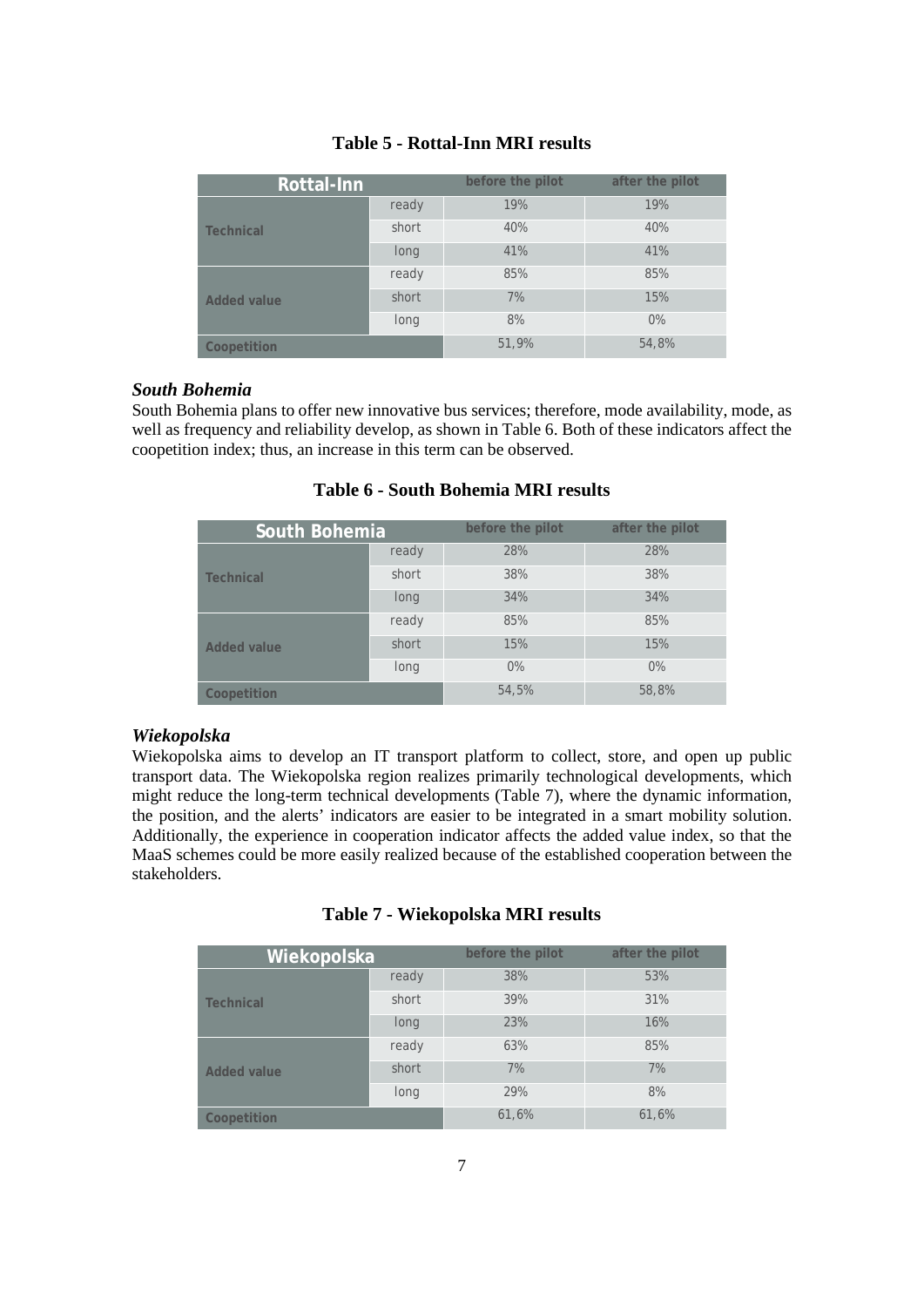**Table 5 - Rottal-Inn MRI results**

| Rottal-Inn | | before the pilot | after the pilot |
|---|---|---|---|
| Technical | ready | 19% | 19% |
| | short | 40% | 40% |
| | long | 41% | 41% |
| Added value | ready | 85% | 85% |
| | short | 7% | 15% |
| | long | 8% | 0% |
| Coopetition | | 51,9% | 54,8% |

### *South Bohemia*

South Bohemia plans to offer new innovative bus services; therefore, mode availability, mode, as well as frequency and reliability develop, as shown in Table 6. Both of these indicators affect the coopetition index; thus, an increase in this term can be observed.

**Table 6 - South Bohemia MRI results**

| South Bohemia | | before the pilot | after the pilot |
|---|---|---|---|
| Technical | ready | 28% | 28% |
| | short | 38% | 38% |
| | long | 34% | 34% |
| Added value | ready | 85% | 85% |
| | short | 15% | 15% |
| | long | 0% | 0% |
| Coopetition | | 54,5% | 58,8% |

### *Wiekopolska*

Wiekopolska aims to develop an IT transport platform to collect, store, and open up public transport data. The Wiekopolska region realizes primarily technological developments, which might reduce the long-term technical developments (Table 7), where the dynamic information, the position, and the alerts' indicators are easier to be integrated in a smart mobility solution. Additionally, the experience in cooperation indicator affects the added value index, so that the MaaS schemes could be more easily realized because of the established cooperation between the stakeholders.

**Table 7 - Wiekopolska MRI results**

| Wiekopolska | | before the pilot | after the pilot |
|---|---|---|---|
| Technical | ready | 38% | 53% |
| | short | 39% | 31% |
| | long | 23% | 16% |
| Added value | ready | 63% | 85% |
| | short | 7% | 7% |
| | long | 29% | 8% |
| Coopetition | | 61,6% | 61,6% |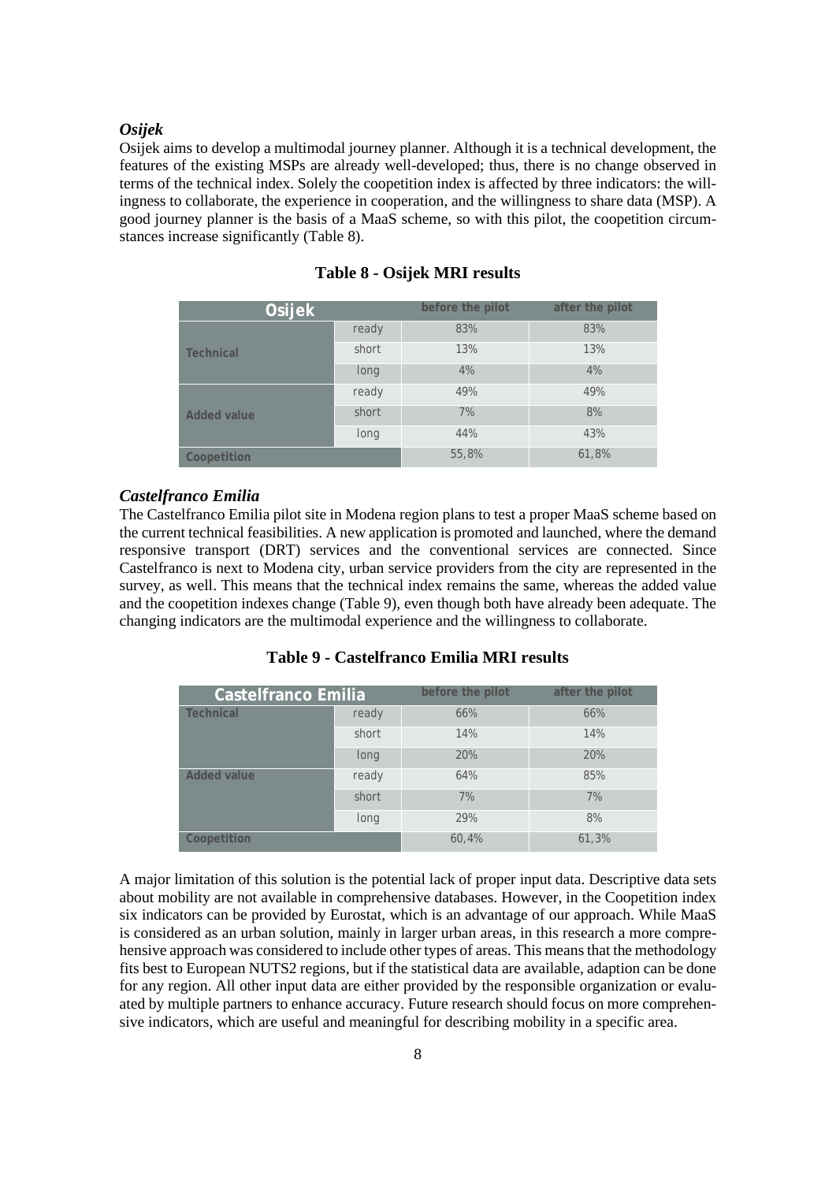### *Osijek*

Osijek aims to develop a multimodal journey planner. Although it is a technical development, the features of the existing MSPs are already well-developed; thus, there is no change observed in terms of the technical index. Solely the coopetition index is affected by three indicators: the willingness to collaborate, the experience in cooperation, and the willingness to share data (MSP). A good journey planner is the basis of a MaaS scheme, so with this pilot, the coopetition circumstances increase significantly (Table 8).

**Table 8 - Osijek MRI results**

| Osijek | | before the pilot | after the pilot |
|---|---|---|---|
| Technical | ready | 83% | 83% |
| | short | 13% | 13% |
| | long | 4% | 4% |
| Added value | ready | 49% | 49% |
| | short | 7% | 8% |
| | long | 44% | 43% |
| Coopetition | | 55,8% | 61,8% |

### *Castelfranco Emilia*

The Castelfranco Emilia pilot site in Modena region plans to test a proper MaaS scheme based on the current technical feasibilities. A new application is promoted and launched, where the demand responsive transport (DRT) services and the conventional services are connected. Since Castelfranco is next to Modena city, urban service providers from the city are represented in the survey, as well. This means that the technical index remains the same, whereas the added value and the coopetition indexes change (Table 9), even though both have already been adequate. The changing indicators are the multimodal experience and the willingness to collaborate.

**Table 9 - Castelfranco Emilia MRI results**

| Castelfranco Emilia | | before the pilot | after the pilot |
|---|---|---|---|
| Technical | ready | 66% | 66% |
| | short | 14% | 14% |
| | long | 20% | 20% |
| Added value | ready | 64% | 85% |
| | short | 7% | 7% |
| | long | 29% | 8% |
| Coopetition | | 60,4% | 61,3% |

A major limitation of this solution is the potential lack of proper input data. Descriptive data sets about mobility are not available in comprehensive databases. However, in the Coopetition index six indicators can be provided by Eurostat, which is an advantage of our approach. While MaaS is considered as an urban solution, mainly in larger urban areas, in this research a more comprehensive approach was considered to include other types of areas. This means that the methodology fits best to European NUTS2 regions, but if the statistical data are available, adaption can be done for any region. All other input data are either provided by the responsible organization or evaluated by multiple partners to enhance accuracy. Future research should focus on more comprehensive indicators, which are useful and meaningful for describing mobility in a specific area.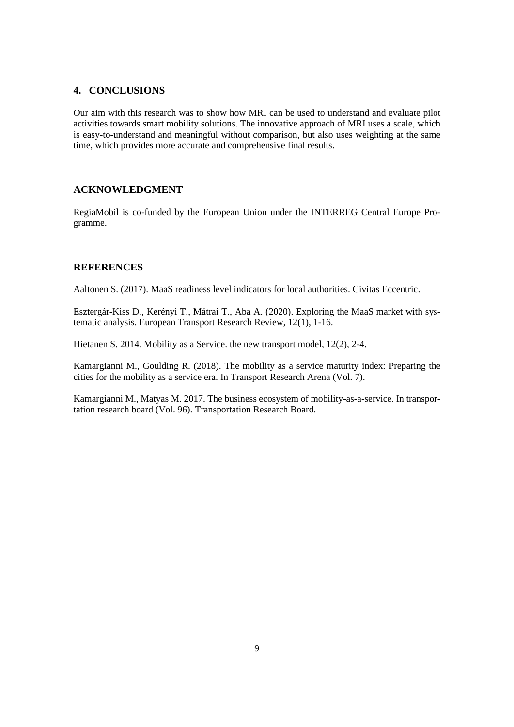## 4. CONCLUSIONS

Our aim with this research was to show how MRI can be used to understand and evaluate pilot activities towards smart mobility solutions. The innovative approach of MRI uses a scale, which is easy-to-understand and meaningful without comparison, but also uses weighting at the same time, which provides more accurate and comprehensive final results.

## ACKNOWLEDGMENT

RegiaMobil is co-funded by the European Union under the INTERREG Central Europe Programme.

## REFERENCES

Aaltonen S. (2017). MaaS readiness level indicators for local authorities. Civitas Eccentric.

Esztergár-Kiss D., Kerényi T., Mátrai T., Aba A. (2020). Exploring the MaaS market with systematic analysis. European Transport Research Review, 12(1), 1-16.

Hietanen S. 2014. Mobility as a Service. the new transport model, 12(2), 2-4.

Kamargianni M., Goulding R. (2018). The mobility as a service maturity index: Preparing the cities for the mobility as a service era. In Transport Research Arena (Vol. 7).

Kamargianni M., Matyas M. 2017. The business ecosystem of mobility-as-a-service. In transportation research board (Vol. 96). Transportation Research Board.